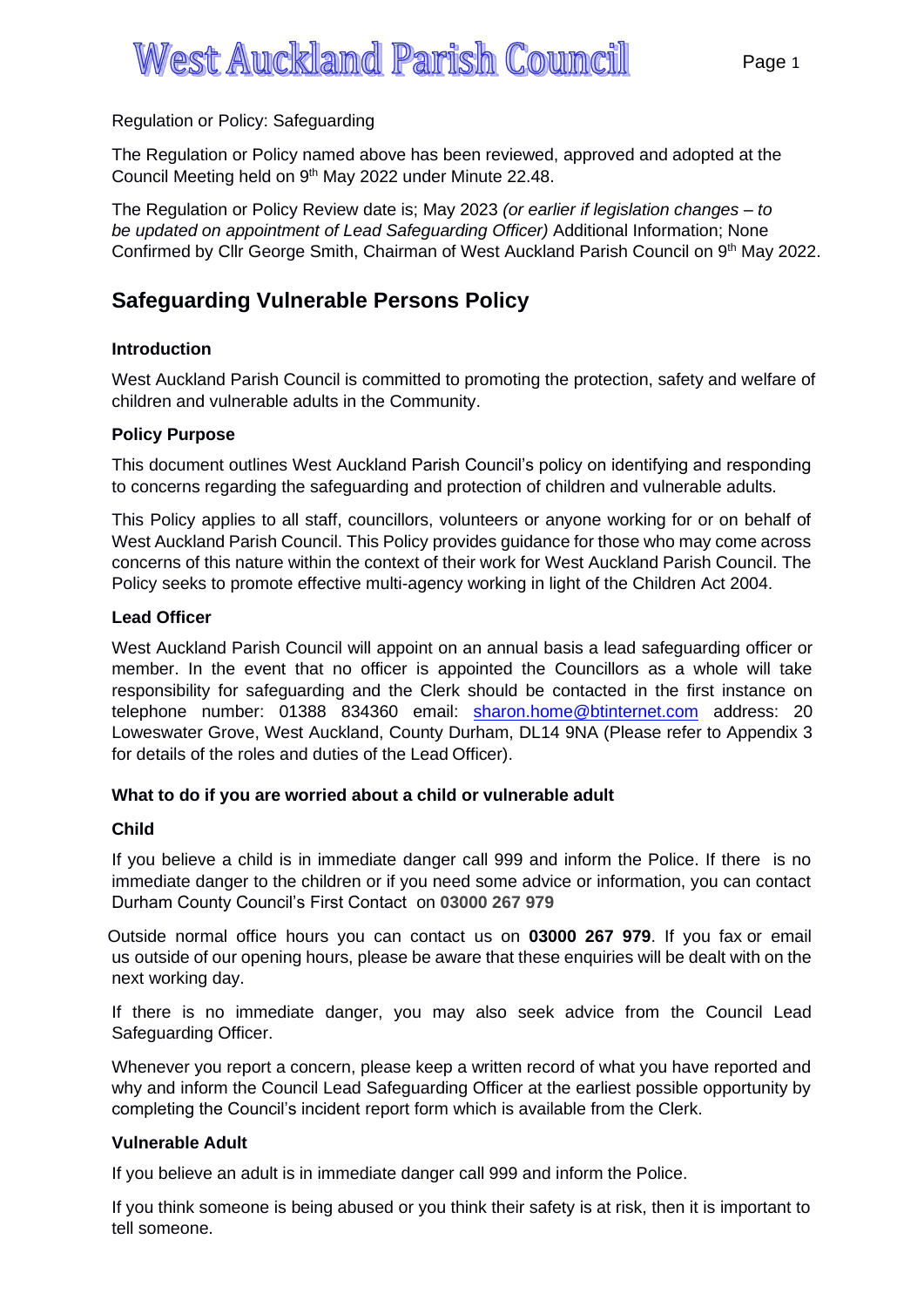# West Auckland Parish Council

Regulation or Policy: Safeguarding

The Regulation or Policy named above has been reviewed, approved and adopted at the Council Meeting held on 9th May 2022 under Minute 22.48.

The Regulation or Policy Review date is; May 2023 *(or earlier if legislation changes – to be updated on appointment of Lead Safeguarding Officer)* Additional Information; None Confirmed by Cllr George Smith, Chairman of West Auckland Parish Council on 9th May 2022.

## Safeguarding Vulnerable Persons Policy

### Introduction

West Auckland Parish Council is committed to promoting the protection, safety and welfare of children and vulnerable adults in the Community.

### Policy Purpose

This document outlines West Auckland Parish Council's policy on identifying and responding to concerns regarding the safeguarding and protection of children and vulnerable adults.

This Policy applies to all staff, councillors, volunteers or anyone working for or on behalf of West Auckland Parish Council. This Policy provides guidance for those who may come across concerns of this nature within the context of their work for West Auckland Parish Council. The Policy seeks to promote effective multi-agency working in light of the Children Act 2004.

### Lead Officer

West Auckland Parish Council will appoint on an annual basis a lead safeguarding officer or member. In the event that no officer is appointed the Councillors as a whole will take responsibility for safeguarding and the Clerk should be contacted in the first instance on telephone number: 01388 834360 email: sharon.home@btinternet.com address: 20 Loweswater Grove, West Auckland, County Durham, DL14 9NA (Please refer to Appendix 3 for details of the roles and duties of the Lead Officer).

### What to do if you are worried about a child or vulnerable adult

### Child

If you believe a child is in immediate danger call 999 and inform the Police. If there is no immediate danger to the children or if you need some advice or information, you can contact Durham County Council's First Contact on **03000 267 979**

Outside normal office hours you can contact us on **03000 267 979**. If you fax or email us outside of our opening hours, please be aware that these enquiries will be dealt with on the next working day.

If there is no immediate danger, you may also seek advice from the Council Lead Safeguarding Officer.

Whenever you report a concern, please keep a written record of what you have reported and why and inform the Council Lead Safeguarding Officer at the earliest possible opportunity by completing the Council's incident report form which is available from the Clerk.

### Vulnerable Adult

If you believe an adult is in immediate danger call 999 and inform the Police.

If you think someone is being abused or you think their safety is at risk, then it is important to tell someone.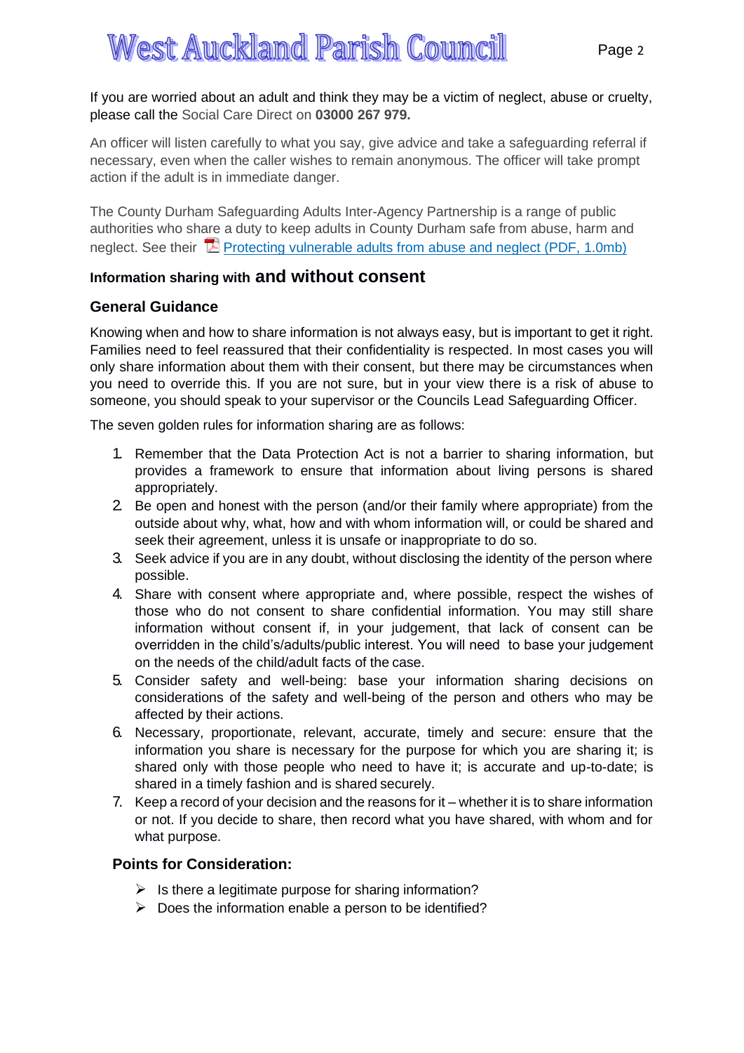If you are worried about an adult and think they may be a victim of neglect, abuse or cruelty, please call the Social Care Direct on **03000 267 979.**

An officer will listen carefully to what you say, give advice and take a safeguarding referral if necessary, even when the caller wishes to remain anonymous. The officer will take prompt action if the adult is in immediate danger.

The County Durham Safeguarding Adults Inter-Agency Partnership is a range of public authorities who share a duty to keep adults in County Durham safe from abuse, harm and neglect. See their Protecting vulnerable adults from abuse and neglect (PDF, 1.0mb)

### Information sharing with and without consent

### General Guidance

Knowing when and how to share information is not always easy, but is important to get it right. Families need to feel reassured that their confidentiality is respected. In most cases you will only share information about them with their consent, but there may be circumstances when you need to override this. If you are not sure, but in your view there is a risk of abuse to someone, you should speak to your supervisor or the Councils Lead Safeguarding Officer.

The seven golden rules for information sharing are as follows:

1. Remember that the Data Protection Act is not a barrier to sharing information, but provides a framework to ensure that information about living persons is shared appropriately.
2. Be open and honest with the person (and/or their family where appropriate) from the outside about why, what, how and with whom information will, or could be shared and seek their agreement, unless it is unsafe or inappropriate to do so.
3. Seek advice if you are in any doubt, without disclosing the identity of the person where possible.
4. Share with consent where appropriate and, where possible, respect the wishes of those who do not consent to share confidential information. You may still share information without consent if, in your judgement, that lack of consent can be overridden in the child's/adults/public interest. You will need to base your judgement on the needs of the child/adult facts of the case.
5. Consider safety and well-being: base your information sharing decisions on considerations of the safety and well-being of the person and others who may be affected by their actions.
6. Necessary, proportionate, relevant, accurate, timely and secure: ensure that the information you share is necessary for the purpose for which you are sharing it; is shared only with those people who need to have it; is accurate and up-to-date; is shared in a timely fashion and is shared securely.
7. Keep a record of your decision and the reasons for it – whether it is to share information or not. If you decide to share, then record what you have shared, with whom and for what purpose.

### Points for Consideration:

- Is there a legitimate purpose for sharing information?
- Does the information enable a person to be identified?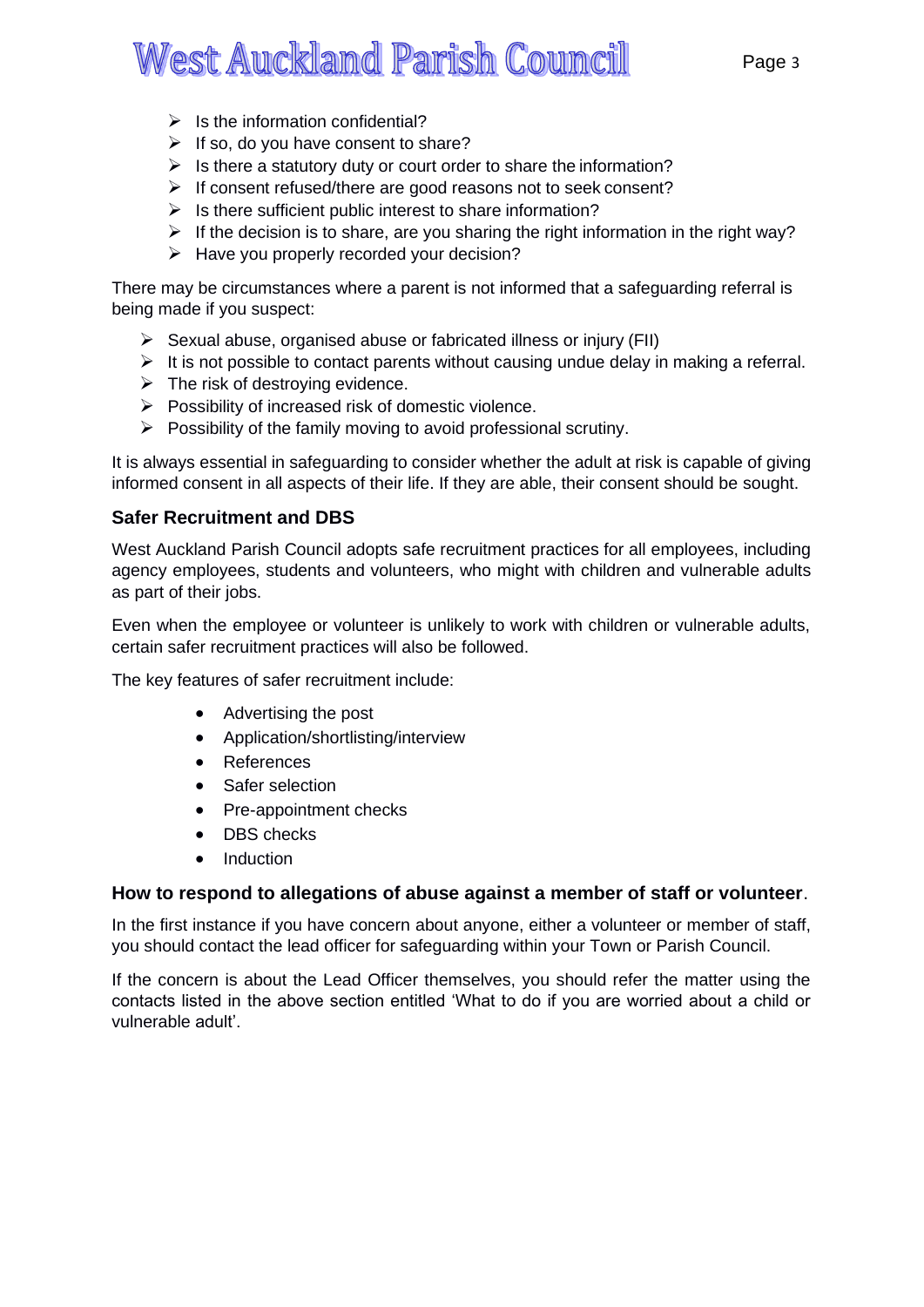- Is the information confidential?
- If so, do you have consent to share?
- Is there a statutory duty or court order to share the information?
- If consent refused/there are good reasons not to seek consent?
- Is there sufficient public interest to share information?
- If the decision is to share, are you sharing the right information in the right way?
- Have you properly recorded your decision?

There may be circumstances where a parent is not informed that a safeguarding referral is being made if you suspect:

- Sexual abuse, organised abuse or fabricated illness or injury (FII)
- It is not possible to contact parents without causing undue delay in making a referral.
- The risk of destroying evidence.
- Possibility of increased risk of domestic violence.
- Possibility of the family moving to avoid professional scrutiny.

It is always essential in safeguarding to consider whether the adult at risk is capable of giving informed consent in all aspects of their life. If they are able, their consent should be sought.

### Safer Recruitment and DBS

West Auckland Parish Council adopts safe recruitment practices for all employees, including agency employees, students and volunteers, who might with children and vulnerable adults as part of their jobs.

Even when the employee or volunteer is unlikely to work with children or vulnerable adults, certain safer recruitment practices will also be followed.

The key features of safer recruitment include:

- Advertising the post
- Application/shortlisting/interview
- References
- Safer selection
- Pre-appointment checks
- DBS checks
- Induction

### How to respond to allegations of abuse against a member of staff or volunteer.

In the first instance if you have concern about anyone, either a volunteer or member of staff, you should contact the lead officer for safeguarding within your Town or Parish Council.

If the concern is about the Lead Officer themselves, you should refer the matter using the contacts listed in the above section entitled 'What to do if you are worried about a child or vulnerable adult'.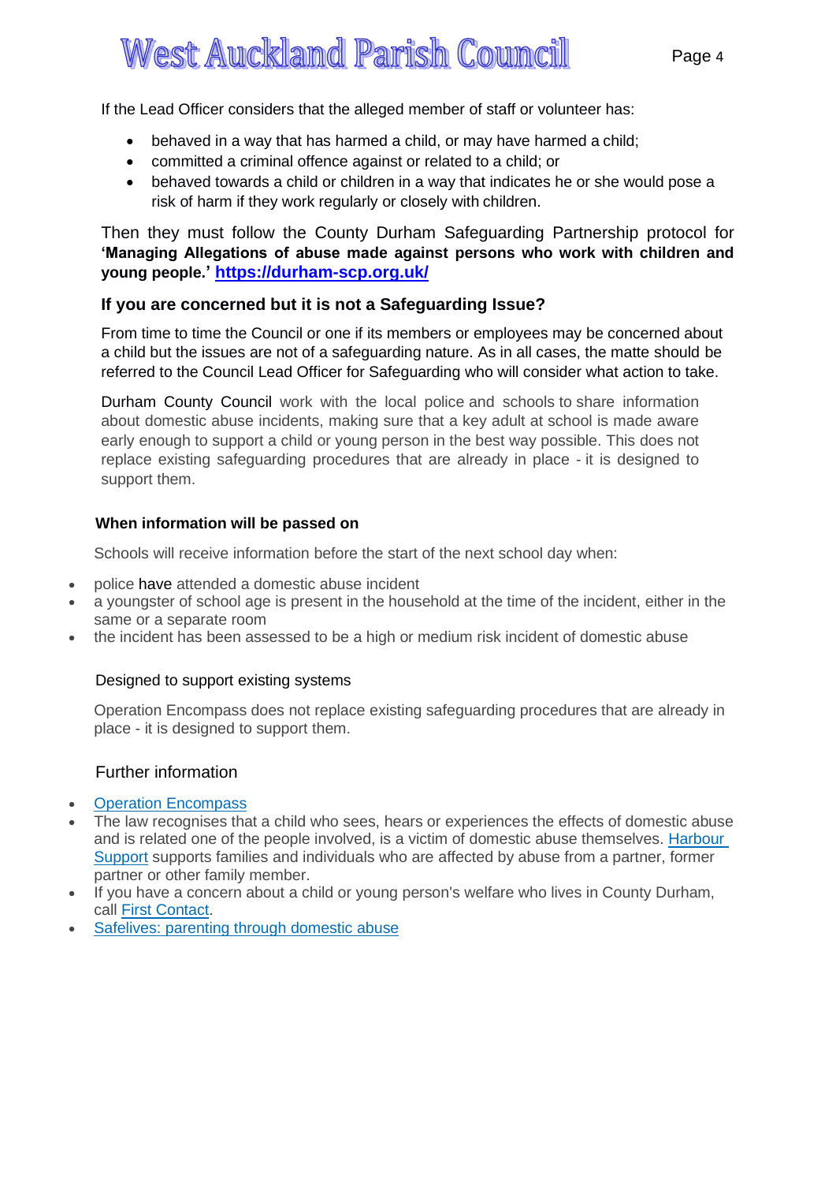If the Lead Officer considers that the alleged member of staff or volunteer has:

- behaved in a way that has harmed a child, or may have harmed a child;
- committed a criminal offence against or related to a child; or
- behaved towards a child or children in a way that indicates he or she would pose a risk of harm if they work regularly or closely with children.

Then they must follow the County Durham Safeguarding Partnership protocol for **'Managing Allegations of abuse made against persons who work with children and young people.'** **https://durham-scp.org.uk/**

### If you are concerned but it is not a Safeguarding Issue?

From time to time the Council or one if its members or employees may be concerned about a child but the issues are not of a safeguarding nature. As in all cases, the matte should be referred to the Council Lead Officer for Safeguarding who will consider what action to take.

Durham County Council work with the local police and schools to share information about domestic abuse incidents, making sure that a key adult at school is made aware early enough to support a child or young person in the best way possible. This does not replace existing safeguarding procedures that are already in place - it is designed to support them.

#### When information will be passed on

Schools will receive information before the start of the next school day when:

- police have attended a domestic abuse incident
- a youngster of school age is present in the household at the time of the incident, either in the same or a separate room
- the incident has been assessed to be a high or medium risk incident of domestic abuse

#### Designed to support existing systems

Operation Encompass does not replace existing safeguarding procedures that are already in place - it is designed to support them.

#### Further information

- Operation Encompass
- The law recognises that a child who sees, hears or experiences the effects of domestic abuse and is related one of the people involved, is a victim of domestic abuse themselves. Harbour Support supports families and individuals who are affected by abuse from a partner, former partner or other family member.
- If you have a concern about a child or young person's welfare who lives in County Durham, call First Contact.
- Safelives: parenting through domestic abuse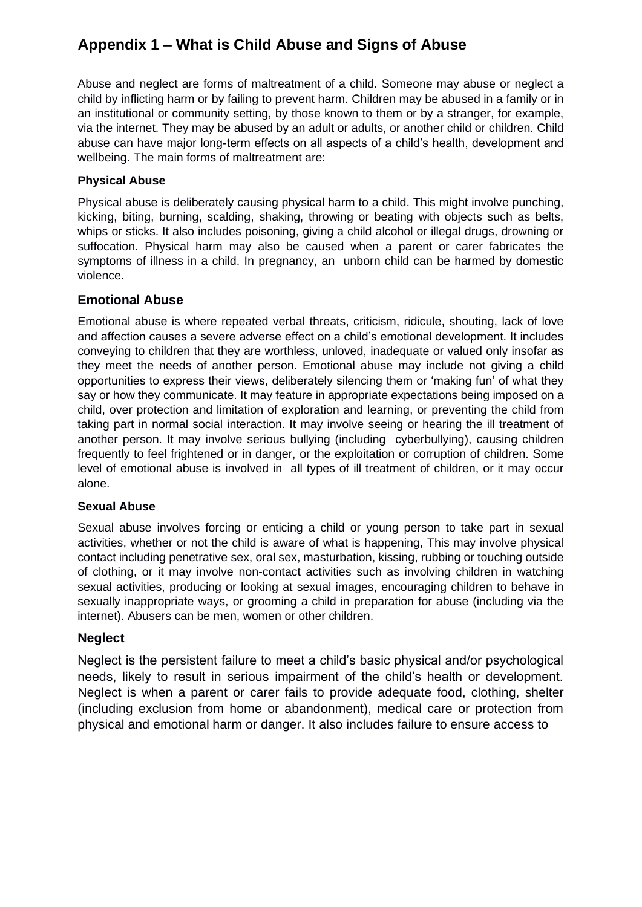# Appendix 1 – What is Child Abuse and Signs of Abuse

Abuse and neglect are forms of maltreatment of a child. Someone may abuse or neglect a child by inflicting harm or by failing to prevent harm. Children may be abused in a family or in an institutional or community setting, by those known to them or by a stranger, for example, via the internet. They may be abused by an adult or adults, or another child or children. Child abuse can have major long-term effects on all aspects of a child's health, development and wellbeing. The main forms of maltreatment are:

### Physical Abuse

Physical abuse is deliberately causing physical harm to a child. This might involve punching, kicking, biting, burning, scalding, shaking, throwing or beating with objects such as belts, whips or sticks. It also includes poisoning, giving a child alcohol or illegal drugs, drowning or suffocation. Physical harm may also be caused when a parent or carer fabricates the symptoms of illness in a child. In pregnancy, an unborn child can be harmed by domestic violence.

## Emotional Abuse

Emotional abuse is where repeated verbal threats, criticism, ridicule, shouting, lack of love and affection causes a severe adverse effect on a child's emotional development. It includes conveying to children that they are worthless, unloved, inadequate or valued only insofar as they meet the needs of another person. Emotional abuse may include not giving a child opportunities to express their views, deliberately silencing them or 'making fun' of what they say or how they communicate. It may feature in appropriate expectations being imposed on a child, over protection and limitation of exploration and learning, or preventing the child from taking part in normal social interaction. It may involve seeing or hearing the ill treatment of another person. It may involve serious bullying (including cyberbullying), causing children frequently to feel frightened or in danger, or the exploitation or corruption of children. Some level of emotional abuse is involved in all types of ill treatment of children, or it may occur alone.

### Sexual Abuse

Sexual abuse involves forcing or enticing a child or young person to take part in sexual activities, whether or not the child is aware of what is happening, This may involve physical contact including penetrative sex, oral sex, masturbation, kissing, rubbing or touching outside of clothing, or it may involve non-contact activities such as involving children in watching sexual activities, producing or looking at sexual images, encouraging children to behave in sexually inappropriate ways, or grooming a child in preparation for abuse (including via the internet). Abusers can be men, women or other children.

## Neglect

Neglect is the persistent failure to meet a child's basic physical and/or psychological needs, likely to result in serious impairment of the child's health or development. Neglect is when a parent or carer fails to provide adequate food, clothing, shelter (including exclusion from home or abandonment), medical care or protection from physical and emotional harm or danger. It also includes failure to ensure access to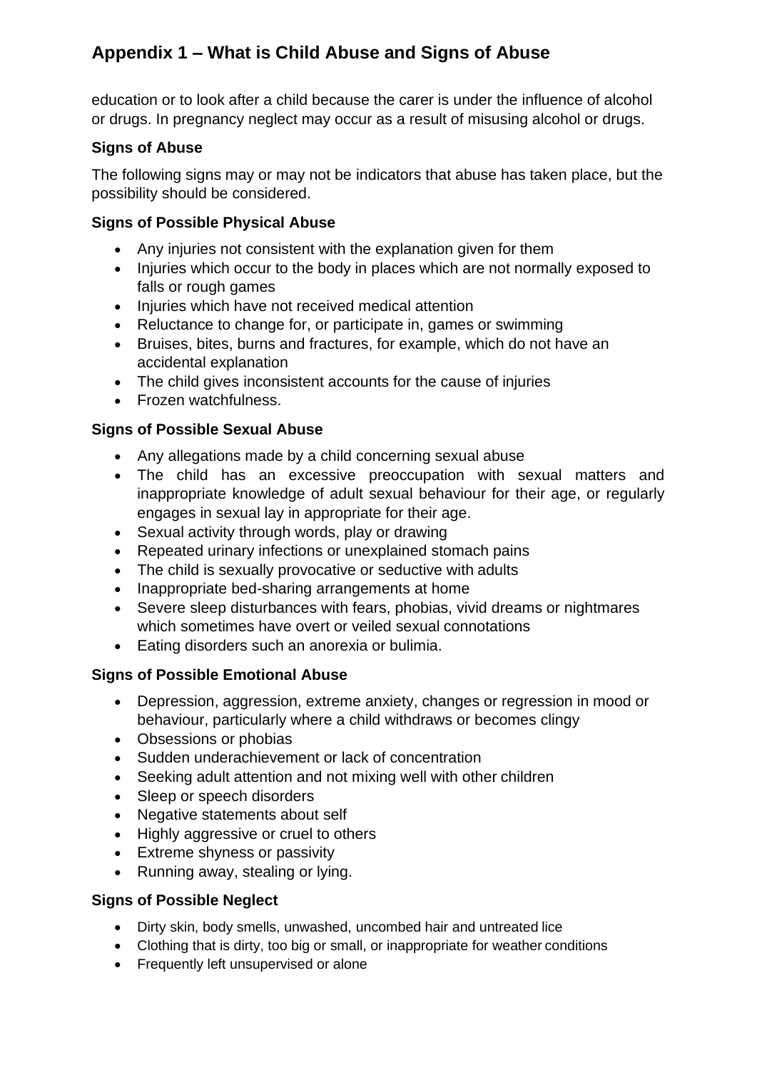# Appendix 1 – What is Child Abuse and Signs of Abuse

education or to look after a child because the carer is under the influence of alcohol or drugs. In pregnancy neglect may occur as a result of misusing alcohol or drugs.

**Signs of Abuse**

The following signs may or may not be indicators that abuse has taken place, but the possibility should be considered.

**Signs of Possible Physical Abuse**

- Any injuries not consistent with the explanation given for them
- Injuries which occur to the body in places which are not normally exposed to falls or rough games
- Injuries which have not received medical attention
- Reluctance to change for, or participate in, games or swimming
- Bruises, bites, burns and fractures, for example, which do not have an accidental explanation
- The child gives inconsistent accounts for the cause of injuries
- Frozen watchfulness.

**Signs of Possible Sexual Abuse**

- Any allegations made by a child concerning sexual abuse
- The child has an excessive preoccupation with sexual matters and inappropriate knowledge of adult sexual behaviour for their age, or regularly engages in sexual lay in appropriate for their age.
- Sexual activity through words, play or drawing
- Repeated urinary infections or unexplained stomach pains
- The child is sexually provocative or seductive with adults
- Inappropriate bed-sharing arrangements at home
- Severe sleep disturbances with fears, phobias, vivid dreams or nightmares which sometimes have overt or veiled sexual connotations
- Eating disorders such an anorexia or bulimia.

**Signs of Possible Emotional Abuse**

- Depression, aggression, extreme anxiety, changes or regression in mood or behaviour, particularly where a child withdraws or becomes clingy
- Obsessions or phobias
- Sudden underachievement or lack of concentration
- Seeking adult attention and not mixing well with other children
- Sleep or speech disorders
- Negative statements about self
- Highly aggressive or cruel to others
- Extreme shyness or passivity
- Running away, stealing or lying.

**Signs of Possible Neglect**

- Dirty skin, body smells, unwashed, uncombed hair and untreated lice
- Clothing that is dirty, too big or small, or inappropriate for weather conditions
- Frequently left unsupervised or alone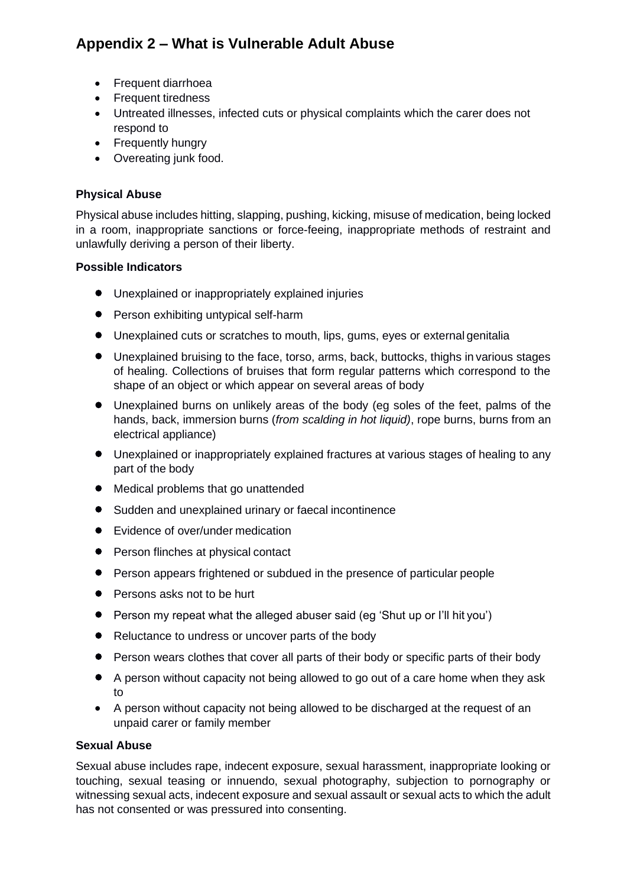## Appendix 2 – What is Vulnerable Adult Abuse

- Frequent diarrhoea
- Frequent tiredness
- Untreated illnesses, infected cuts or physical complaints which the carer does not respond to
- Frequently hungry
- Overeating junk food.

**Physical Abuse**

Physical abuse includes hitting, slapping, pushing, kicking, misuse of medication, being locked in a room, inappropriate sanctions or force-feeing, inappropriate methods of restraint and unlawfully deriving a person of their liberty.

**Possible Indicators**

- Unexplained or inappropriately explained injuries
- Person exhibiting untypical self-harm
- Unexplained cuts or scratches to mouth, lips, gums, eyes or external genitalia
- Unexplained bruising to the face, torso, arms, back, buttocks, thighs in various stages of healing. Collections of bruises that form regular patterns which correspond to the shape of an object or which appear on several areas of body
- Unexplained burns on unlikely areas of the body (eg soles of the feet, palms of the hands, back, immersion burns (*from scalding in hot liquid)*, rope burns, burns from an electrical appliance)
- Unexplained or inappropriately explained fractures at various stages of healing to any part of the body
- Medical problems that go unattended
- Sudden and unexplained urinary or faecal incontinence
- Evidence of over/under medication
- Person flinches at physical contact
- Person appears frightened or subdued in the presence of particular people
- Persons asks not to be hurt
- Person my repeat what the alleged abuser said (eg 'Shut up or I'll hit you')
- Reluctance to undress or uncover parts of the body
- Person wears clothes that cover all parts of their body or specific parts of their body
- A person without capacity not being allowed to go out of a care home when they ask to
- A person without capacity not being allowed to be discharged at the request of an unpaid carer or family member

**Sexual Abuse**

Sexual abuse includes rape, indecent exposure, sexual harassment, inappropriate looking or touching, sexual teasing or innuendo, sexual photography, subjection to pornography or witnessing sexual acts, indecent exposure and sexual assault or sexual acts to which the adult has not consented or was pressured into consenting.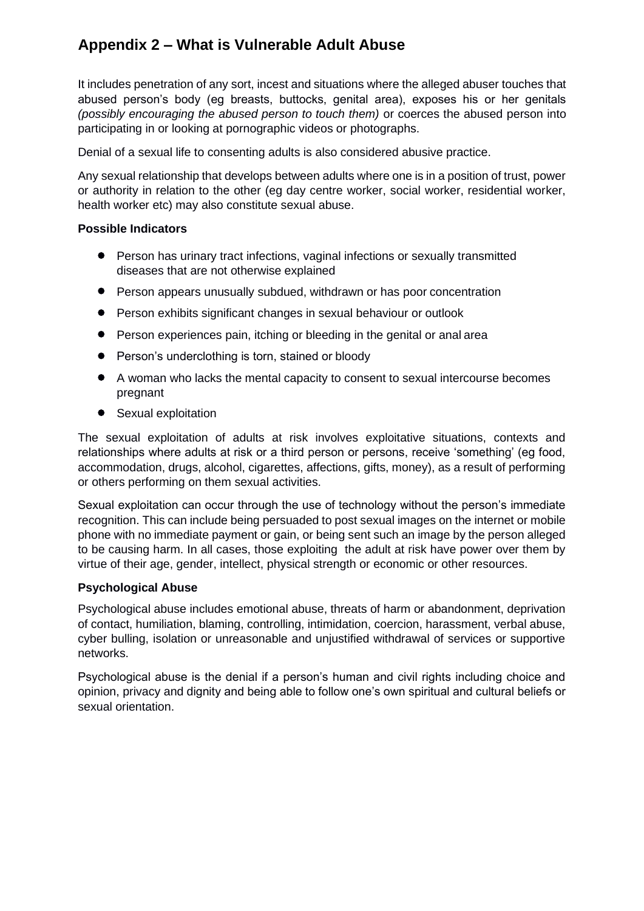# Appendix 2 – What is Vulnerable Adult Abuse

It includes penetration of any sort, incest and situations where the alleged abuser touches that abused person's body (eg breasts, buttocks, genital area), exposes his or her genitals *(possibly encouraging the abused person to touch them)* or coerces the abused person into participating in or looking at pornographic videos or photographs.

Denial of a sexual life to consenting adults is also considered abusive practice.

Any sexual relationship that develops between adults where one is in a position of trust, power or authority in relation to the other (eg day centre worker, social worker, residential worker, health worker etc) may also constitute sexual abuse.

**Possible Indicators**

- Person has urinary tract infections, vaginal infections or sexually transmitted diseases that are not otherwise explained
- Person appears unusually subdued, withdrawn or has poor concentration
- Person exhibits significant changes in sexual behaviour or outlook
- Person experiences pain, itching or bleeding in the genital or anal area
- Person's underclothing is torn, stained or bloody
- A woman who lacks the mental capacity to consent to sexual intercourse becomes pregnant
- Sexual exploitation

The sexual exploitation of adults at risk involves exploitative situations, contexts and relationships where adults at risk or a third person or persons, receive 'something' (eg food, accommodation, drugs, alcohol, cigarettes, affections, gifts, money), as a result of performing or others performing on them sexual activities.

Sexual exploitation can occur through the use of technology without the person's immediate recognition. This can include being persuaded to post sexual images on the internet or mobile phone with no immediate payment or gain, or being sent such an image by the person alleged to be causing harm. In all cases, those exploiting the adult at risk have power over them by virtue of their age, gender, intellect, physical strength or economic or other resources.

**Psychological Abuse**

Psychological abuse includes emotional abuse, threats of harm or abandonment, deprivation of contact, humiliation, blaming, controlling, intimidation, coercion, harassment, verbal abuse, cyber bulling, isolation or unreasonable and unjustified withdrawal of services or supportive networks.

Psychological abuse is the denial if a person's human and civil rights including choice and opinion, privacy and dignity and being able to follow one's own spiritual and cultural beliefs or sexual orientation.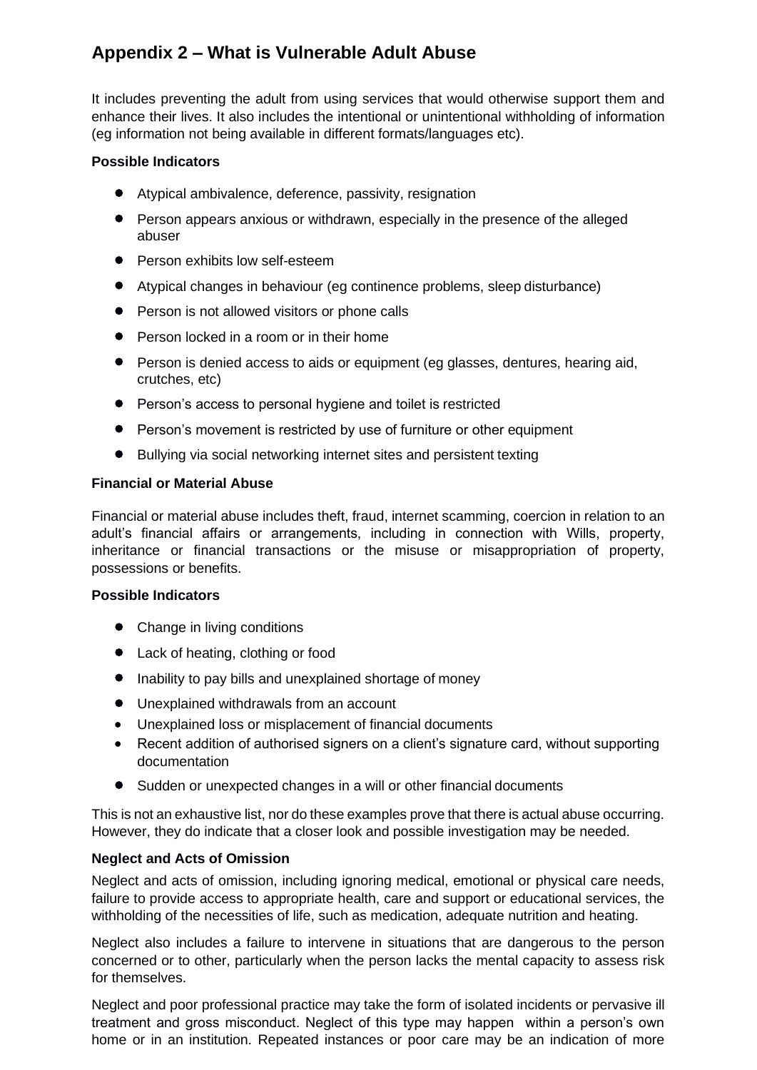## Appendix 2 – What is Vulnerable Adult Abuse

It includes preventing the adult from using services that would otherwise support them and enhance their lives. It also includes the intentional or unintentional withholding of information (eg information not being available in different formats/languages etc).

**Possible Indicators**

- Atypical ambivalence, deference, passivity, resignation
- Person appears anxious or withdrawn, especially in the presence of the alleged abuser
- Person exhibits low self-esteem
- Atypical changes in behaviour (eg continence problems, sleep disturbance)
- Person is not allowed visitors or phone calls
- Person locked in a room or in their home
- Person is denied access to aids or equipment (eg glasses, dentures, hearing aid, crutches, etc)
- Person's access to personal hygiene and toilet is restricted
- Person's movement is restricted by use of furniture or other equipment
- Bullying via social networking internet sites and persistent texting

**Financial or Material Abuse**

Financial or material abuse includes theft, fraud, internet scamming, coercion in relation to an adult's financial affairs or arrangements, including in connection with Wills, property, inheritance or financial transactions or the misuse or misappropriation of property, possessions or benefits.

**Possible Indicators**

- Change in living conditions
- Lack of heating, clothing or food
- Inability to pay bills and unexplained shortage of money
- Unexplained withdrawals from an account
- Unexplained loss or misplacement of financial documents
- Recent addition of authorised signers on a client's signature card, without supporting documentation
- Sudden or unexpected changes in a will or other financial documents

This is not an exhaustive list, nor do these examples prove that there is actual abuse occurring. However, they do indicate that a closer look and possible investigation may be needed.

**Neglect and Acts of Omission**

Neglect and acts of omission, including ignoring medical, emotional or physical care needs, failure to provide access to appropriate health, care and support or educational services, the withholding of the necessities of life, such as medication, adequate nutrition and heating.

Neglect also includes a failure to intervene in situations that are dangerous to the person concerned or to other, particularly when the person lacks the mental capacity to assess risk for themselves.

Neglect and poor professional practice may take the form of isolated incidents or pervasive ill treatment and gross misconduct. Neglect of this type may happen within a person's own home or in an institution. Repeated instances or poor care may be an indication of more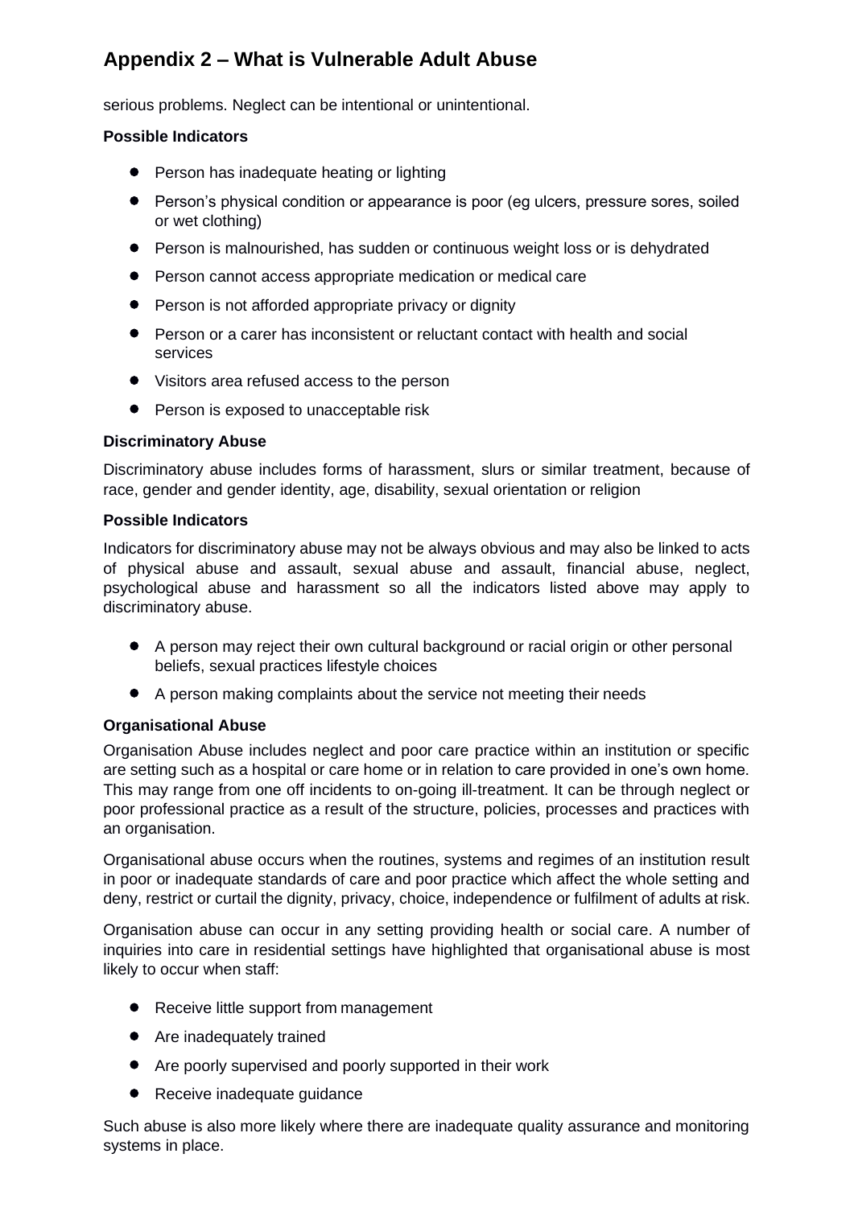serious problems. Neglect can be intentional or unintentional.

**Possible Indicators**

- Person has inadequate heating or lighting
- Person's physical condition or appearance is poor (eg ulcers, pressure sores, soiled or wet clothing)
- Person is malnourished, has sudden or continuous weight loss or is dehydrated
- Person cannot access appropriate medication or medical care
- Person is not afforded appropriate privacy or dignity
- Person or a carer has inconsistent or reluctant contact with health and social services
- Visitors area refused access to the person
- Person is exposed to unacceptable risk

**Discriminatory Abuse**

Discriminatory abuse includes forms of harassment, slurs or similar treatment, because of race, gender and gender identity, age, disability, sexual orientation or religion

**Possible Indicators**

Indicators for discriminatory abuse may not be always obvious and may also be linked to acts of physical abuse and assault, sexual abuse and assault, financial abuse, neglect, psychological abuse and harassment so all the indicators listed above may apply to discriminatory abuse.

- A person may reject their own cultural background or racial origin or other personal beliefs, sexual practices lifestyle choices
- A person making complaints about the service not meeting their needs

**Organisational Abuse**

Organisation Abuse includes neglect and poor care practice within an institution or specific are setting such as a hospital or care home or in relation to care provided in one's own home. This may range from one off incidents to on-going ill-treatment. It can be through neglect or poor professional practice as a result of the structure, policies, processes and practices with an organisation.

Organisational abuse occurs when the routines, systems and regimes of an institution result in poor or inadequate standards of care and poor practice which affect the whole setting and deny, restrict or curtail the dignity, privacy, choice, independence or fulfilment of adults at risk.

Organisation abuse can occur in any setting providing health or social care. A number of inquiries into care in residential settings have highlighted that organisational abuse is most likely to occur when staff:

- Receive little support from management
- Are inadequately trained
- Are poorly supervised and poorly supported in their work
- Receive inadequate guidance

Such abuse is also more likely where there are inadequate quality assurance and monitoring systems in place.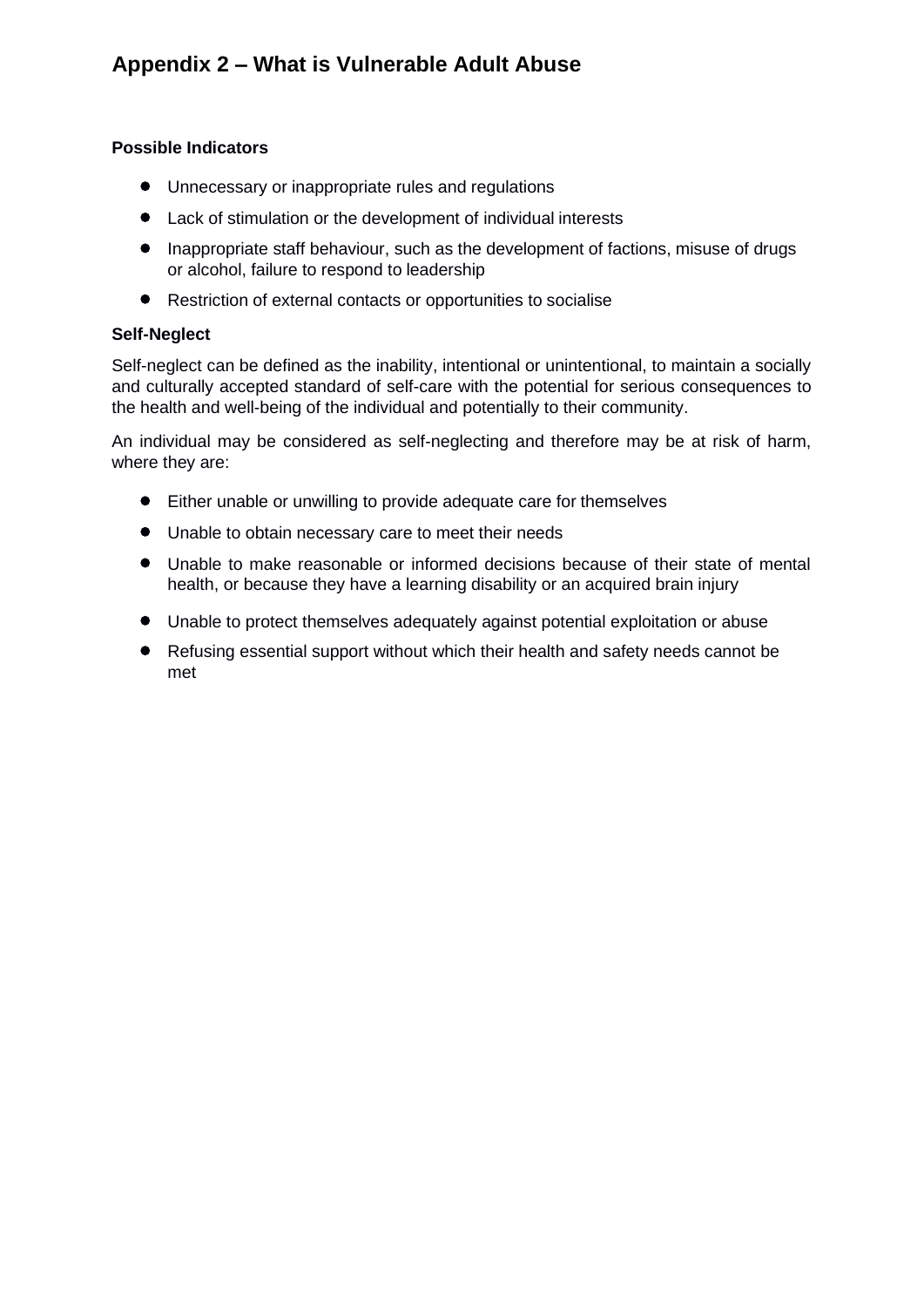## Appendix 2 – What is Vulnerable Adult Abuse

**Possible Indicators**

- Unnecessary or inappropriate rules and regulations
- Lack of stimulation or the development of individual interests
- Inappropriate staff behaviour, such as the development of factions, misuse of drugs or alcohol, failure to respond to leadership
- Restriction of external contacts or opportunities to socialise

**Self-Neglect**

Self-neglect can be defined as the inability, intentional or unintentional, to maintain a socially and culturally accepted standard of self-care with the potential for serious consequences to the health and well-being of the individual and potentially to their community.

An individual may be considered as self-neglecting and therefore may be at risk of harm, where they are:

- Either unable or unwilling to provide adequate care for themselves
- Unable to obtain necessary care to meet their needs
- Unable to make reasonable or informed decisions because of their state of mental health, or because they have a learning disability or an acquired brain injury
- Unable to protect themselves adequately against potential exploitation or abuse
- Refusing essential support without which their health and safety needs cannot be met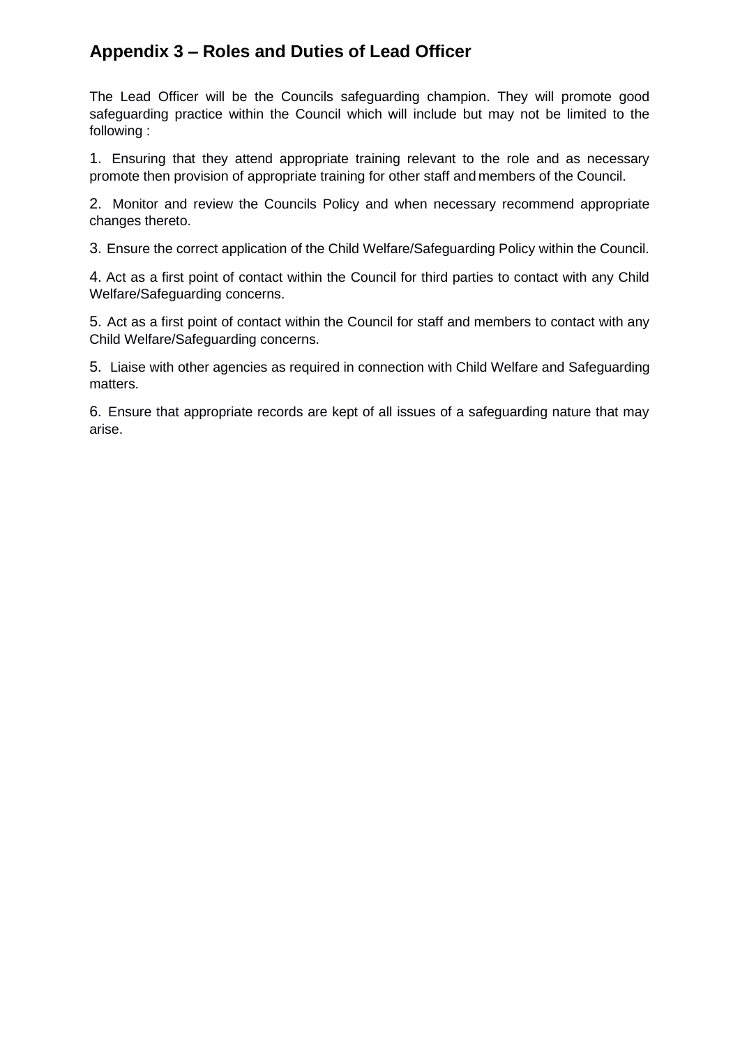## Appendix 3 – Roles and Duties of Lead Officer

The Lead Officer will be the Councils safeguarding champion. They will promote good safeguarding practice within the Council which will include but may not be limited to the following :

1. Ensuring that they attend appropriate training relevant to the role and as necessary promote then provision of appropriate training for other staff and members of the Council.

2. Monitor and review the Councils Policy and when necessary recommend appropriate changes thereto.

3. Ensure the correct application of the Child Welfare/Safeguarding Policy within the Council.

4. Act as a first point of contact within the Council for third parties to contact with any Child Welfare/Safeguarding concerns.

5. Act as a first point of contact within the Council for staff and members to contact with any Child Welfare/Safeguarding concerns.

5. Liaise with other agencies as required in connection with Child Welfare and Safeguarding matters.

6. Ensure that appropriate records are kept of all issues of a safeguarding nature that may arise.